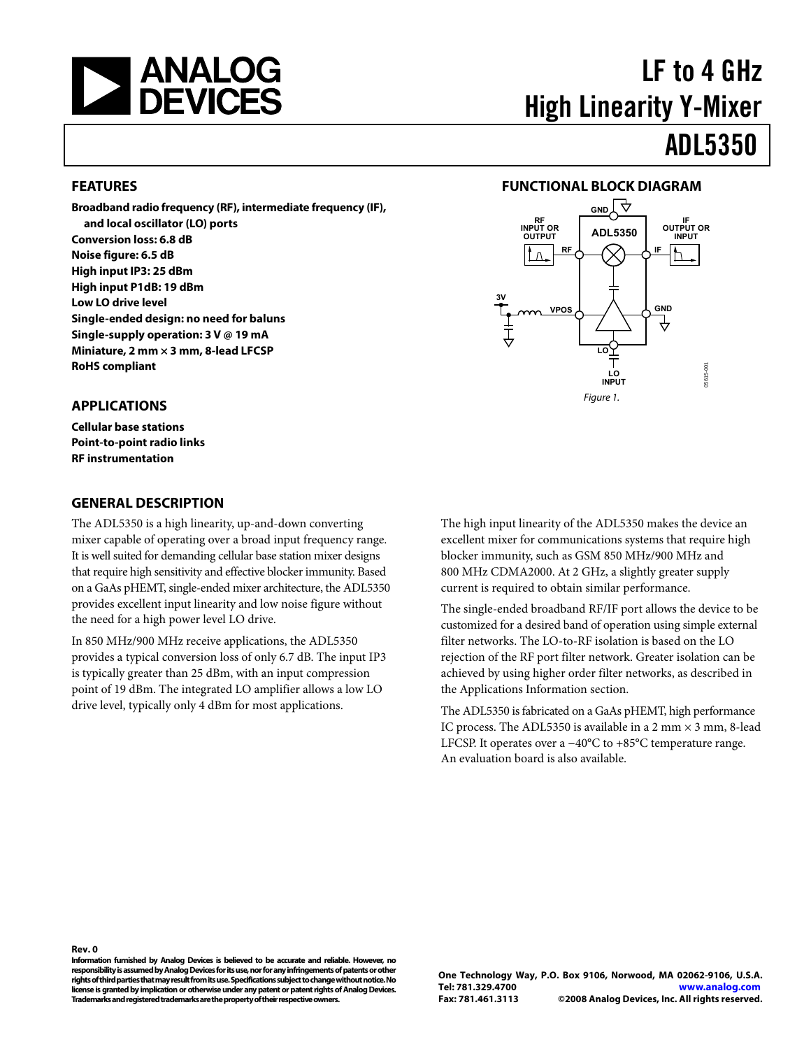# LF to 4 GHz High Linearity Y-Mixer

# ADL5350

## FEATURES

**Broadband radio frequency (RF), intermediate frequency (IF), and local oscillator (LO) ports**
**Conversion loss: 6.8 dB**
**Noise figure: 6.5 dB**
**High input IP3: 25 dBm**
**High input P1dB: 19 dBm**
**Low LO drive level**
**Single-ended design: no need for baluns**
**Single-supply operation: 3 V @ 19 mA**
**Miniature, 2 mm × 3 mm, 8-lead LFCSP**
**RoHS compliant**

## APPLICATIONS

**Cellular base stations**
**Point-to-point radio links**
**RF instrumentation**

## FUNCTIONAL BLOCK DIAGRAM

*Figure 1.*

## GENERAL DESCRIPTION

The ADL5350 is a high linearity, up-and-down converting mixer capable of operating over a broad input frequency range. It is well suited for demanding cellular base station mixer designs that require high sensitivity and effective blocker immunity. Based on a GaAs pHEMT, single-ended mixer architecture, the ADL5350 provides excellent input linearity and low noise figure without the need for a high power level LO drive.

In 850 MHz/900 MHz receive applications, the ADL5350 provides a typical conversion loss of only 6.7 dB. The input IP3 is typically greater than 25 dBm, with an input compression point of 19 dBm. The integrated LO amplifier allows a low LO drive level, typically only 4 dBm for most applications.

The high input linearity of the ADL5350 makes the device an excellent mixer for communications systems that require high blocker immunity, such as GSM 850 MHz/900 MHz and 800 MHz CDMA2000. At 2 GHz, a slightly greater supply current is required to obtain similar performance.

The single-ended broadband RF/IF port allows the device to be customized for a desired band of operation using simple external filter networks. The LO-to-RF isolation is based on the LO rejection of the RF port filter network. Greater isolation can be achieved by using higher order filter networks, as described in the Applications Information section.

The ADL5350 is fabricated on a GaAs pHEMT, high performance IC process. The ADL5350 is available in a 2 mm × 3 mm, 8-lead LFCSP. It operates over a −40°C to +85°C temperature range. An evaluation board is also available.

**Rev. 0**

**Information furnished by Analog Devices is believed to be accurate and reliable. However, no responsibility is assumed by Analog Devices for its use, nor for any infringements of patents or other rights of third parties that may result from its use. Specifications subject to change without notice. No license is granted by implication or otherwise under any patent or patent rights of Analog Devices. Trademarks and registered trademarks are the property of their respective owners.**

**One Technology Way, P.O. Box 9106, Norwood, MA 02062-9106, U.S.A.**
**Tel: 781.329.4700 www.analog.com**
**Fax: 781.461.3113 ©2008 Analog Devices, Inc. All rights reserved.**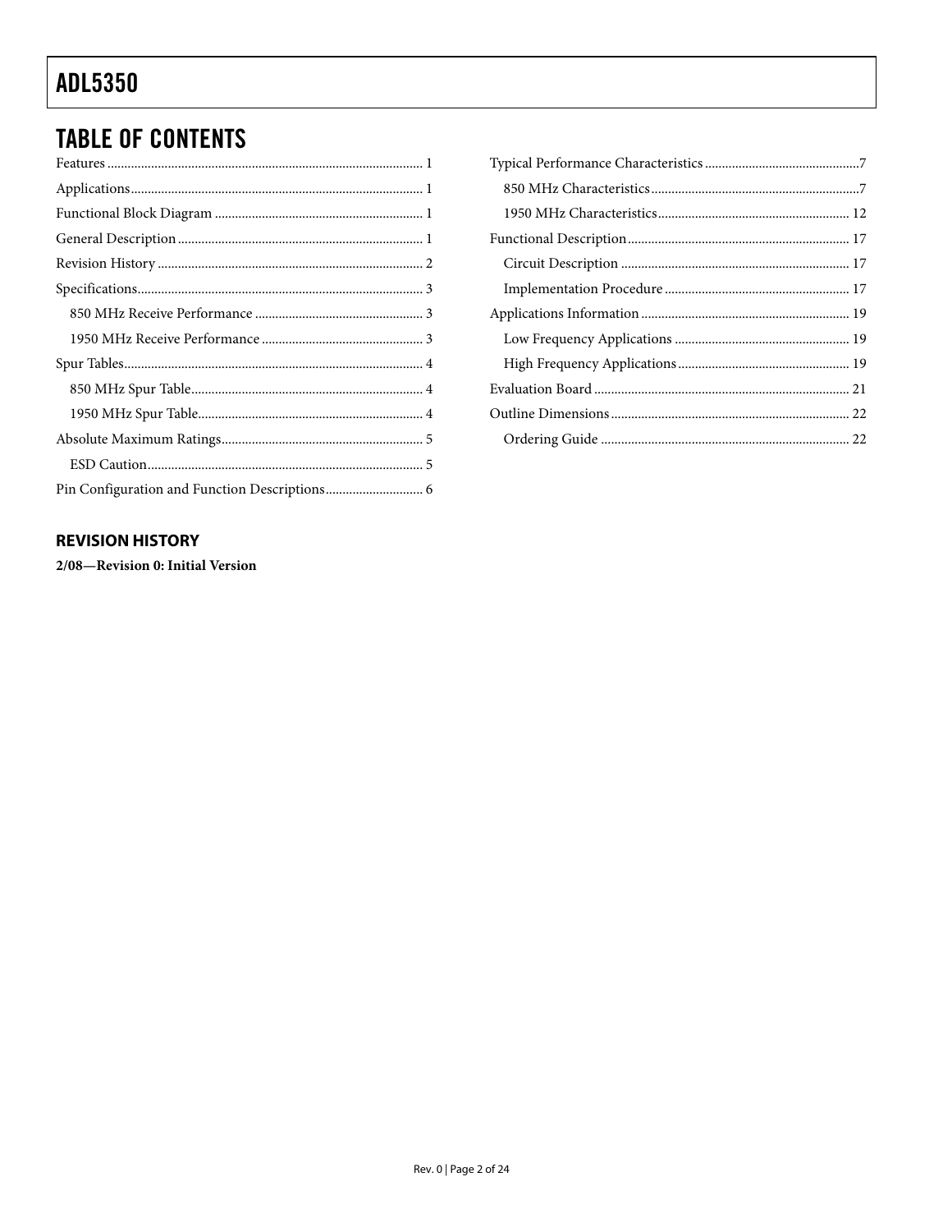## TABLE OF CONTENTS

Features ... 1
Applications ... 1
Functional Block Diagram ... 1
General Description ... 1
Revision History ... 2
Specifications ... 3
  850 MHz Receive Performance ... 3
  1950 MHz Receive Performance ... 3
Spur Tables ... 4
  850 MHz Spur Table ... 4
  1950 MHz Spur Table ... 4
Absolute Maximum Ratings ... 5
  ESD Caution ... 5
Pin Configuration and Function Descriptions ... 6
Typical Performance Characteristics ... 7
  850 MHz Characteristics ... 7
  1950 MHz Characteristics ... 12
Functional Description ... 17
  Circuit Description ... 17
  Implementation Procedure ... 17
Applications Information ... 19
  Low Frequency Applications ... 19
  High Frequency Applications ... 19
Evaluation Board ... 21
Outline Dimensions ... 22
  Ordering Guide ... 22

### REVISION HISTORY

**2/08—Revision 0: Initial Version**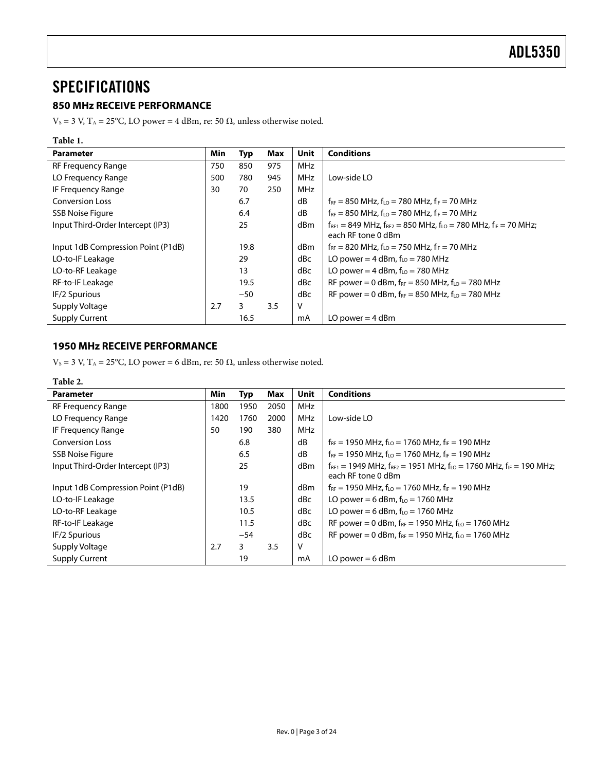# SPECIFICATIONS

## 850 MHz RECEIVE PERFORMANCE

$V_S$ = 3 V, $T_A$ = 25°C, LO power = 4 dBm, re: 50 Ω, unless otherwise noted.

Table 1.

| Parameter | Min | Typ | Max | Unit | Conditions |
|---|---|---|---|---|---|
| RF Frequency Range | 750 | 850 | 975 | MHz | |
| LO Frequency Range | 500 | 780 | 945 | MHz | Low-side LO |
| IF Frequency Range | 30 | 70 | 250 | MHz | |
| Conversion Loss | | 6.7 | | dB | $f_{RF}$ = 850 MHz, $f_{LO}$ = 780 MHz, $f_{IF}$ = 70 MHz |
| SSB Noise Figure | | 6.4 | | dB | $f_{RF}$ = 850 MHz, $f_{LO}$ = 780 MHz, $f_{IF}$ = 70 MHz |
| Input Third-Order Intercept (IP3) | | 25 | | dBm | $f_{RF1}$ = 849 MHz, $f_{RF2}$ = 850 MHz, $f_{LO}$ = 780 MHz, $f_{IF}$ = 70 MHz; each RF tone 0 dBm |
| Input 1dB Compression Point (P1dB) | | 19.8 | | dBm | $f_{RF}$ = 820 MHz, $f_{LO}$ = 750 MHz, $f_{IF}$ = 70 MHz |
| LO-to-IF Leakage | | 29 | | dBc | LO power = 4 dBm, $f_{LO}$ = 780 MHz |
| LO-to-RF Leakage | | 13 | | dBc | LO power = 4 dBm, $f_{LO}$ = 780 MHz |
| RF-to-IF Leakage | | 19.5 | | dBc | RF power = 0 dBm, $f_{RF}$ = 850 MHz, $f_{LO}$ = 780 MHz |
| IF/2 Spurious | | −50 | | dBc | RF power = 0 dBm, $f_{RF}$ = 850 MHz, $f_{LO}$ = 780 MHz |
| Supply Voltage | 2.7 | 3 | 3.5 | V | |
| Supply Current | | 16.5 | | mA | LO power = 4 dBm |

## 1950 MHz RECEIVE PERFORMANCE

$V_S$ = 3 V, $T_A$ = 25°C, LO power = 6 dBm, re: 50 Ω, unless otherwise noted.

Table 2.

| Parameter | Min | Typ | Max | Unit | Conditions |
|---|---|---|---|---|---|
| RF Frequency Range | 1800 | 1950 | 2050 | MHz | |
| LO Frequency Range | 1420 | 1760 | 2000 | MHz | Low-side LO |
| IF Frequency Range | 50 | 190 | 380 | MHz | |
| Conversion Loss | | 6.8 | | dB | $f_{RF}$ = 1950 MHz, $f_{LO}$ = 1760 MHz, $f_{IF}$ = 190 MHz |
| SSB Noise Figure | | 6.5 | | dB | $f_{RF}$ = 1950 MHz, $f_{LO}$ = 1760 MHz, $f_{IF}$ = 190 MHz |
| Input Third-Order Intercept (IP3) | | 25 | | dBm | $f_{RF1}$ = 1949 MHz, $f_{RF2}$ = 1951 MHz, $f_{LO}$ = 1760 MHz, $f_{IF}$ = 190 MHz; each RF tone 0 dBm |
| Input 1dB Compression Point (P1dB) | | 19 | | dBm | $f_{RF}$ = 1950 MHz, $f_{LO}$ = 1760 MHz, $f_{IF}$ = 190 MHz |
| LO-to-IF Leakage | | 13.5 | | dBc | LO power = 6 dBm, $f_{LO}$ = 1760 MHz |
| LO-to-RF Leakage | | 10.5 | | dBc | LO power = 6 dBm, $f_{LO}$ = 1760 MHz |
| RF-to-IF Leakage | | 11.5 | | dBc | RF power = 0 dBm, $f_{RF}$ = 1950 MHz, $f_{LO}$ = 1760 MHz |
| IF/2 Spurious | | −54 | | dBc | RF power = 0 dBm, $f_{RF}$ = 1950 MHz, $f_{LO}$ = 1760 MHz |
| Supply Voltage | 2.7 | 3 | 3.5 | V | |
| Supply Current | | 19 | | mA | LO power = 6 dBm |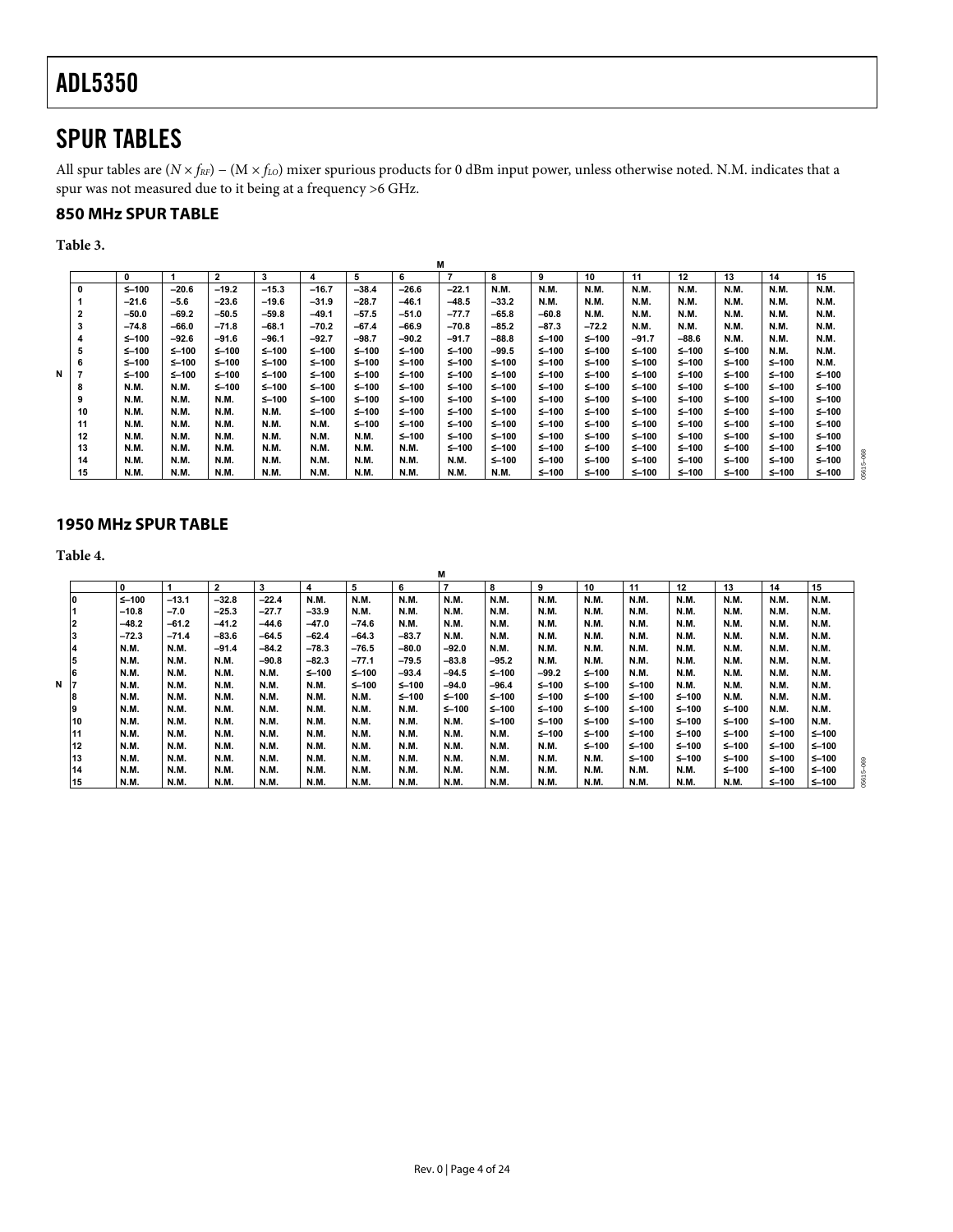## SPUR TABLES

All spur tables are ($N \times f_{RF}$) − ($M \times f_{LO}$) mixer spurious products for 0 dBm input power, unless otherwise noted. N.M. indicates that a spur was not measured due to it being at a frequency >6 GHz.

### 850 MHz SPUR TABLE

**Table 3.**

| | | M | | | | | | | | | | | | | | | |
|---|---|---|---|---|---|---|---|---|---|---|---|---|---|---|---|---|---|
| | | 0 | 1 | 2 | 3 | 4 | 5 | 6 | 7 | 8 | 9 | 10 | 11 | 12 | 13 | 14 | 15 |
| N | 0 | ≤−100 | −20.6 | −19.2 | −15.3 | −16.7 | −38.4 | −26.6 | −22.1 | N.M. | N.M. | N.M. | N.M. | N.M. | N.M. | N.M. | N.M. |
| | 1 | −21.6 | −5.6 | −23.6 | −19.6 | −31.9 | −28.7 | −46.1 | −48.5 | −33.2 | N.M. | N.M. | N.M. | N.M. | N.M. | N.M. | N.M. |
| | 2 | −50.0 | −69.2 | −50.5 | −59.8 | −49.1 | −57.5 | −51.0 | −77.7 | −65.8 | −60.8 | N.M. | N.M. | N.M. | N.M. | N.M. | N.M. |
| | 3 | −74.8 | −66.0 | −71.8 | −68.1 | −70.2 | −67.4 | −66.9 | −70.8 | −85.2 | −87.3 | −72.2 | N.M. | N.M. | N.M. | N.M. | N.M. |
| | 4 | ≤−100 | −92.6 | −91.6 | −96.1 | −92.7 | −98.7 | −90.2 | −91.7 | −88.8 | ≤−100 | ≤−100 | −91.7 | −88.6 | N.M. | N.M. | N.M. |
| | 5 | ≤−100 | ≤−100 | ≤−100 | ≤−100 | ≤−100 | ≤−100 | ≤−100 | ≤−100 | −99.5 | ≤−100 | ≤−100 | ≤−100 | ≤−100 | ≤−100 | N.M. | N.M. |
| | 6 | ≤−100 | ≤−100 | ≤−100 | ≤−100 | ≤−100 | ≤−100 | ≤−100 | ≤−100 | ≤−100 | ≤−100 | ≤−100 | ≤−100 | ≤−100 | ≤−100 | ≤−100 | N.M. |
| | 7 | ≤−100 | ≤−100 | ≤−100 | ≤−100 | ≤−100 | ≤−100 | ≤−100 | ≤−100 | ≤−100 | ≤−100 | ≤−100 | ≤−100 | ≤−100 | ≤−100 | ≤−100 | ≤−100 |
| | 8 | N.M. | N.M. | ≤−100 | ≤−100 | ≤−100 | ≤−100 | ≤−100 | ≤−100 | ≤−100 | ≤−100 | ≤−100 | ≤−100 | ≤−100 | ≤−100 | ≤−100 | ≤−100 |
| | 9 | N.M. | N.M. | N.M. | ≤−100 | ≤−100 | ≤−100 | ≤−100 | ≤−100 | ≤−100 | ≤−100 | ≤−100 | ≤−100 | ≤−100 | ≤−100 | ≤−100 | ≤−100 |
| | 10 | N.M. | N.M. | N.M. | N.M. | ≤−100 | ≤−100 | ≤−100 | ≤−100 | ≤−100 | ≤−100 | ≤−100 | ≤−100 | ≤−100 | ≤−100 | ≤−100 | ≤−100 |
| | 11 | N.M. | N.M. | N.M. | N.M. | N.M. | ≤−100 | ≤−100 | ≤−100 | ≤−100 | ≤−100 | ≤−100 | ≤−100 | ≤−100 | ≤−100 | ≤−100 | ≤−100 |
| | 12 | N.M. | N.M. | N.M. | N.M. | N.M. | N.M. | ≤−100 | ≤−100 | ≤−100 | ≤−100 | ≤−100 | ≤−100 | ≤−100 | ≤−100 | ≤−100 | ≤−100 |
| | 13 | N.M. | N.M. | N.M. | N.M. | N.M. | N.M. | N.M. | ≤−100 | ≤−100 | ≤−100 | ≤−100 | ≤−100 | ≤−100 | ≤−100 | ≤−100 | ≤−100 |
| | 14 | N.M. | N.M. | N.M. | N.M. | N.M. | N.M. | N.M. | N.M. | ≤−100 | ≤−100 | ≤−100 | ≤−100 | ≤−100 | ≤−100 | ≤−100 | ≤−100 |
| | 15 | N.M. | N.M. | N.M. | N.M. | N.M. | N.M. | N.M. | N.M. | N.M. | ≤−100 | ≤−100 | ≤−100 | ≤−100 | ≤−100 | ≤−100 | ≤−100 |

### 1950 MHz SPUR TABLE

**Table 4.**

| | | M | | | | | | | | | | | | | | | |
|---|---|---|---|---|---|---|---|---|---|---|---|---|---|---|---|---|---|
| | | 0 | 1 | 2 | 3 | 4 | 5 | 6 | 7 | 8 | 9 | 10 | 11 | 12 | 13 | 14 | 15 |
| N | 0 | ≤−100 | −13.1 | −32.8 | −22.4 | N.M. | N.M. | N.M. | N.M. | N.M. | N.M. | N.M. | N.M. | N.M. | N.M. | N.M. | N.M. |
| | 1 | −10.8 | −7.0 | −25.3 | −27.7 | −33.9 | N.M. | N.M. | N.M. | N.M. | N.M. | N.M. | N.M. | N.M. | N.M. | N.M. | N.M. |
| | 2 | −48.2 | −61.2 | −41.2 | −44.6 | −47.0 | −74.6 | N.M. | N.M. | N.M. | N.M. | N.M. | N.M. | N.M. | N.M. | N.M. | N.M. |
| | 3 | −72.3 | −71.4 | −83.6 | −64.5 | −62.4 | −64.3 | −83.7 | N.M. | N.M. | N.M. | N.M. | N.M. | N.M. | N.M. | N.M. | N.M. |
| | 4 | N.M. | N.M. | −91.4 | −84.2 | −78.3 | −76.5 | −80.0 | −92.0 | N.M. | N.M. | N.M. | N.M. | N.M. | N.M. | N.M. | N.M. |
| | 5 | N.M. | N.M. | N.M. | −90.8 | −82.3 | −77.1 | −79.5 | −83.8 | −95.2 | N.M. | N.M. | N.M. | N.M. | N.M. | N.M. | N.M. |
| | 6 | N.M. | N.M. | N.M. | N.M. | ≤−100 | ≤−100 | −93.4 | −94.5 | ≤−100 | −99.2 | ≤−100 | N.M. | N.M. | N.M. | N.M. | N.M. |
| | 7 | N.M. | N.M. | N.M. | N.M. | N.M. | ≤−100 | ≤−100 | −94.0 | −96.4 | ≤−100 | ≤−100 | ≤−100 | N.M. | N.M. | N.M. | N.M. |
| | 8 | N.M. | N.M. | N.M. | N.M. | N.M. | N.M. | ≤−100 | ≤−100 | ≤−100 | ≤−100 | ≤−100 | ≤−100 | ≤−100 | N.M. | N.M. | N.M. |
| | 9 | N.M. | N.M. | N.M. | N.M. | N.M. | N.M. | N.M. | ≤−100 | ≤−100 | ≤−100 | ≤−100 | ≤−100 | ≤−100 | ≤−100 | N.M. | N.M. |
| | 10 | N.M. | N.M. | N.M. | N.M. | N.M. | N.M. | N.M. | N.M. | ≤−100 | ≤−100 | ≤−100 | ≤−100 | ≤−100 | ≤−100 | ≤−100 | N.M. |
| | 11 | N.M. | N.M. | N.M. | N.M. | N.M. | N.M. | N.M. | N.M. | N.M. | ≤−100 | ≤−100 | ≤−100 | ≤−100 | ≤−100 | ≤−100 | ≤−100 |
| | 12 | N.M. | N.M. | N.M. | N.M. | N.M. | N.M. | N.M. | N.M. | N.M. | N.M. | ≤−100 | ≤−100 | ≤−100 | ≤−100 | ≤−100 | ≤−100 |
| | 13 | N.M. | N.M. | N.M. | N.M. | N.M. | N.M. | N.M. | N.M. | N.M. | N.M. | N.M. | ≤−100 | ≤−100 | ≤−100 | ≤−100 | ≤−100 |
| | 14 | N.M. | N.M. | N.M. | N.M. | N.M. | N.M. | N.M. | N.M. | N.M. | N.M. | N.M. | N.M. | N.M. | ≤−100 | ≤−100 | ≤−100 |
| | 15 | N.M. | N.M. | N.M. | N.M. | N.M. | N.M. | N.M. | N.M. | N.M. | N.M. | N.M. | N.M. | N.M. | N.M. | ≤−100 | ≤−100 |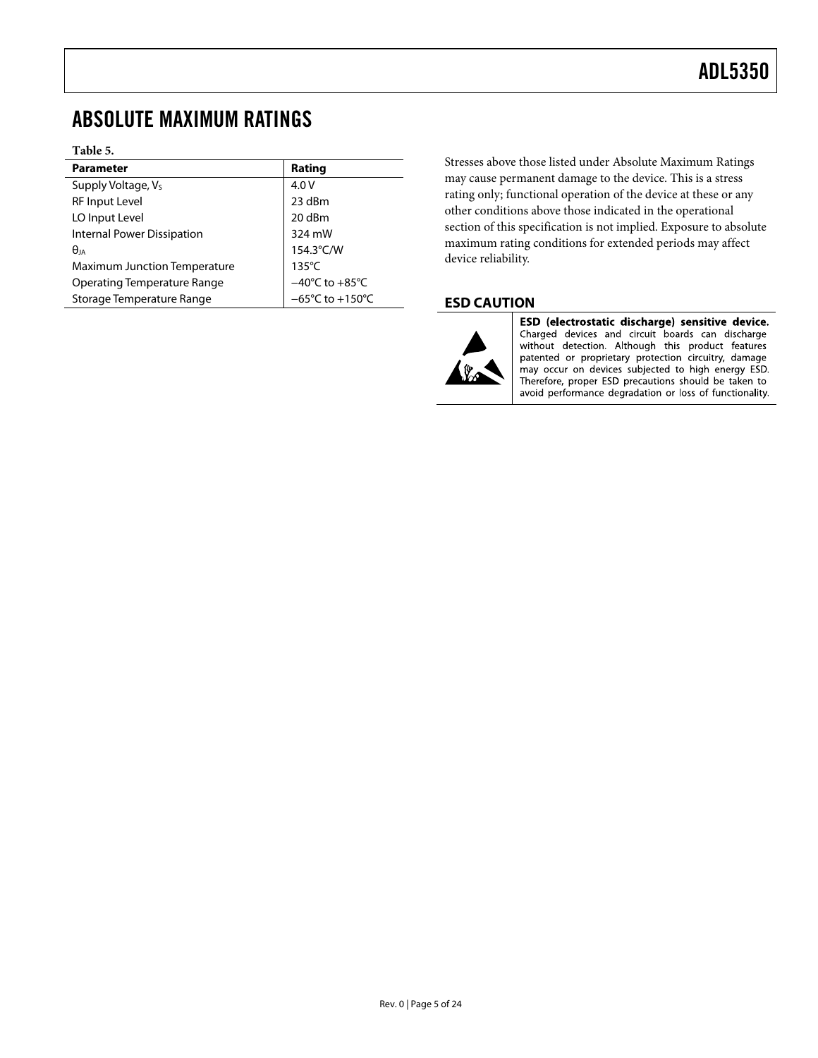## ABSOLUTE MAXIMUM RATINGS

**Table 5.**

| Parameter | Rating |
|---|---|
| Supply Voltage, $V_S$ | 4.0 V |
| RF Input Level | 23 dBm |
| LO Input Level | 20 dBm |
| Internal Power Dissipation | 324 mW |
| $\theta_{JA}$ | 154.3°C/W |
| Maximum Junction Temperature | 135°C |
| Operating Temperature Range | −40°C to +85°C |
| Storage Temperature Range | −65°C to +150°C |

Stresses above those listed under Absolute Maximum Ratings may cause permanent damage to the device. This is a stress rating only; functional operation of the device at these or any other conditions above those indicated in the operational section of this specification is not implied. Exposure to absolute maximum rating conditions for extended periods may affect device reliability.

### ESD CAUTION

**ESD (electrostatic discharge) sensitive device.** Charged devices and circuit boards can discharge without detection. Although this product features patented or proprietary protection circuitry, damage may occur on devices subjected to high energy ESD. Therefore, proper ESD precautions should be taken to avoid performance degradation or loss of functionality.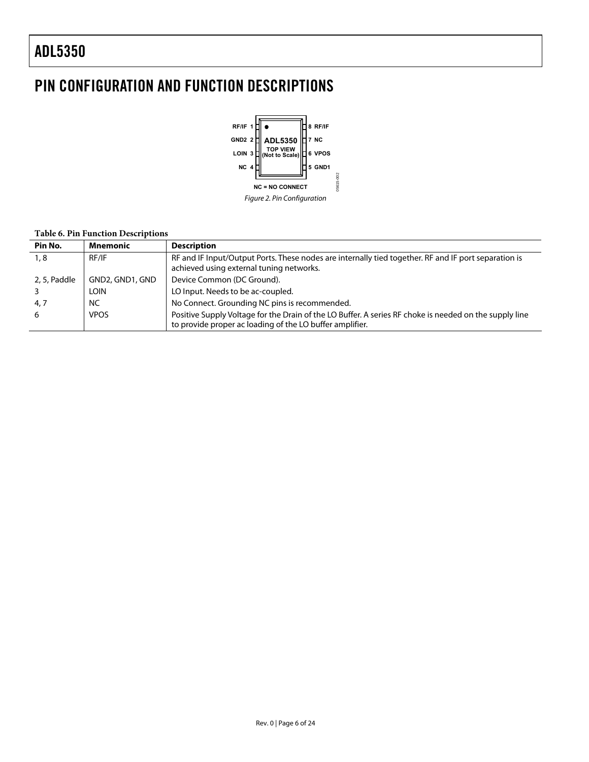# PIN CONFIGURATION AND FUNCTION DESCRIPTIONS

RF/IF 1 | 8 RF/IF
GND2 2 | 7 NC
LOIN 3 | 6 VPOS
NC 4 | 5 GND1

ADL5350
TOP VIEW
(Not to Scale)

NC = NO CONNECT

*Figure 2. Pin Configuration*

**Table 6. Pin Function Descriptions**

| Pin No. | Mnemonic | Description |
|---|---|---|
| 1, 8 | RF/IF | RF and IF Input/Output Ports. These nodes are internally tied together. RF and IF port separation is achieved using external tuning networks. |
| 2, 5, Paddle | GND2, GND1, GND | Device Common (DC Ground). |
| 3 | LOIN | LO Input. Needs to be ac-coupled. |
| 4, 7 | NC | No Connect. Grounding NC pins is recommended. |
| 6 | VPOS | Positive Supply Voltage for the Drain of the LO Buffer. A series RF choke is needed on the supply line to provide proper ac loading of the LO buffer amplifier. |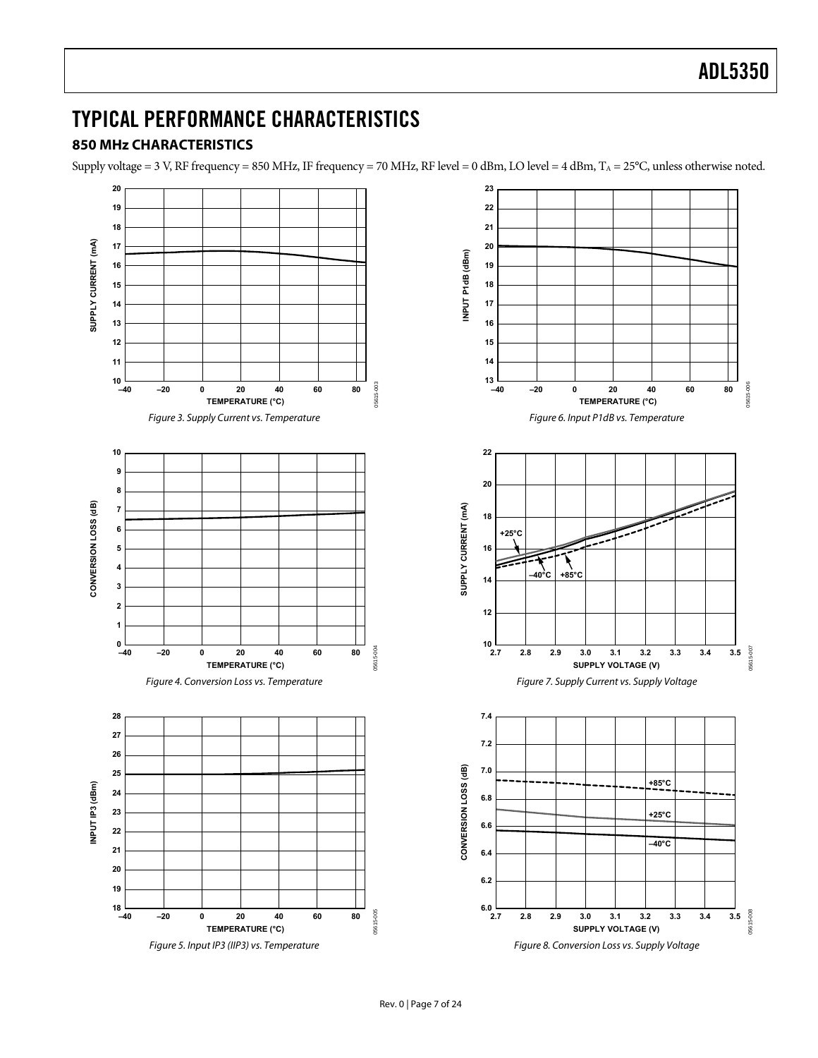# TYPICAL PERFORMANCE CHARACTERISTICS

## 850 MHz CHARACTERISTICS

Supply voltage = 3 V, RF frequency = 850 MHz, IF frequency = 70 MHz, RF level = 0 dBm, LO level = 4 dBm, $T_A$ = 25°C, unless otherwise noted.

*Figure 3. Supply Current vs. Temperature*

*Figure 4. Conversion Loss vs. Temperature*

*Figure 5. Input IP3 (IIP3) vs. Temperature*

*Figure 6. Input P1dB vs. Temperature*

*Figure 7. Supply Current vs. Supply Voltage*

*Figure 8. Conversion Loss vs. Supply Voltage*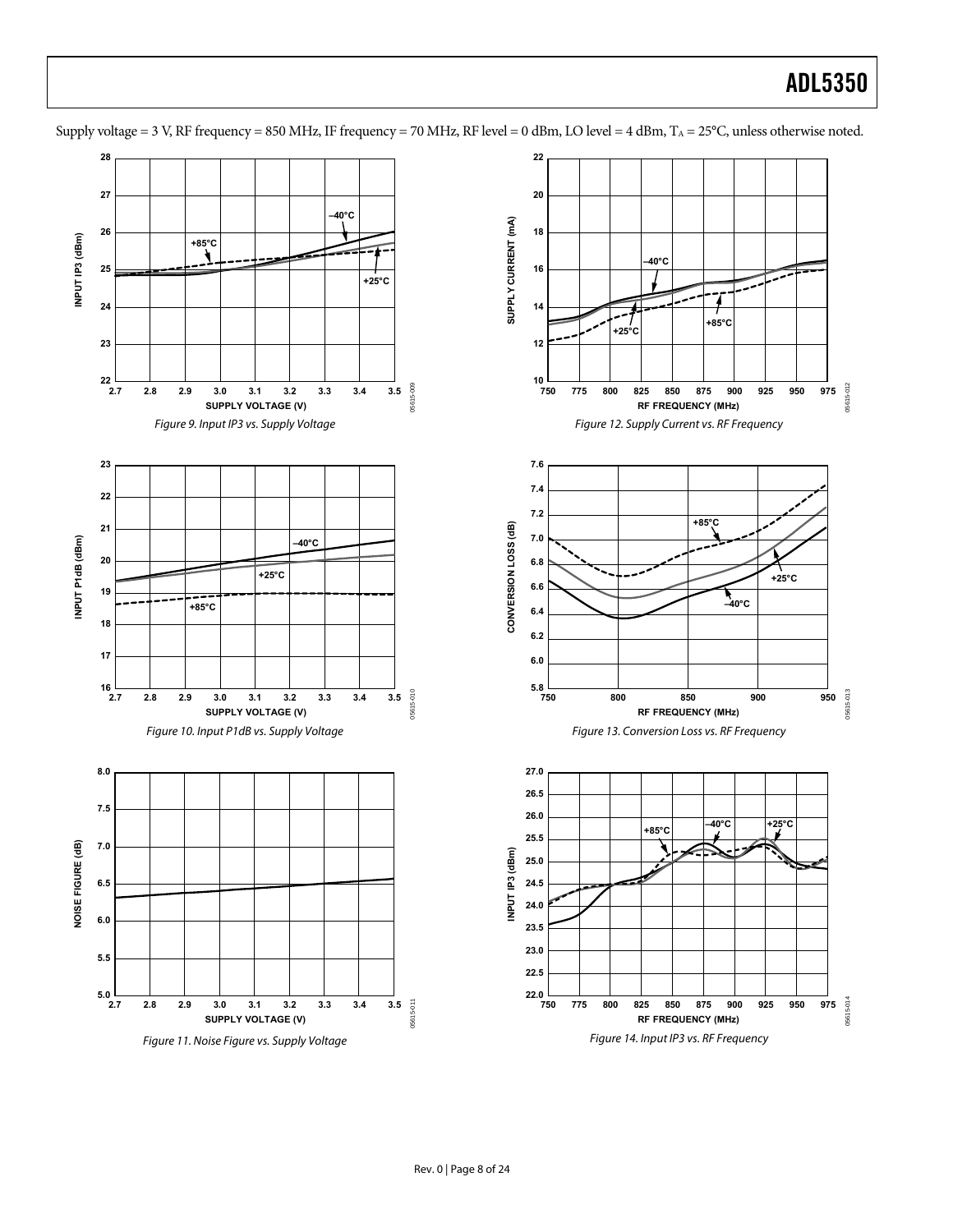Supply voltage = 3 V, RF frequency = 850 MHz, IF frequency = 70 MHz, RF level = 0 dBm, LO level = 4 dBm, $T_A$ = 25°C, unless otherwise noted.

Figure 9. Input IP3 vs. Supply Voltage

Figure 10. Input P1dB vs. Supply Voltage

Figure 11. Noise Figure vs. Supply Voltage

Figure 12. Supply Current vs. RF Frequency

Figure 13. Conversion Loss vs. RF Frequency

Figure 14. Input IP3 vs. RF Frequency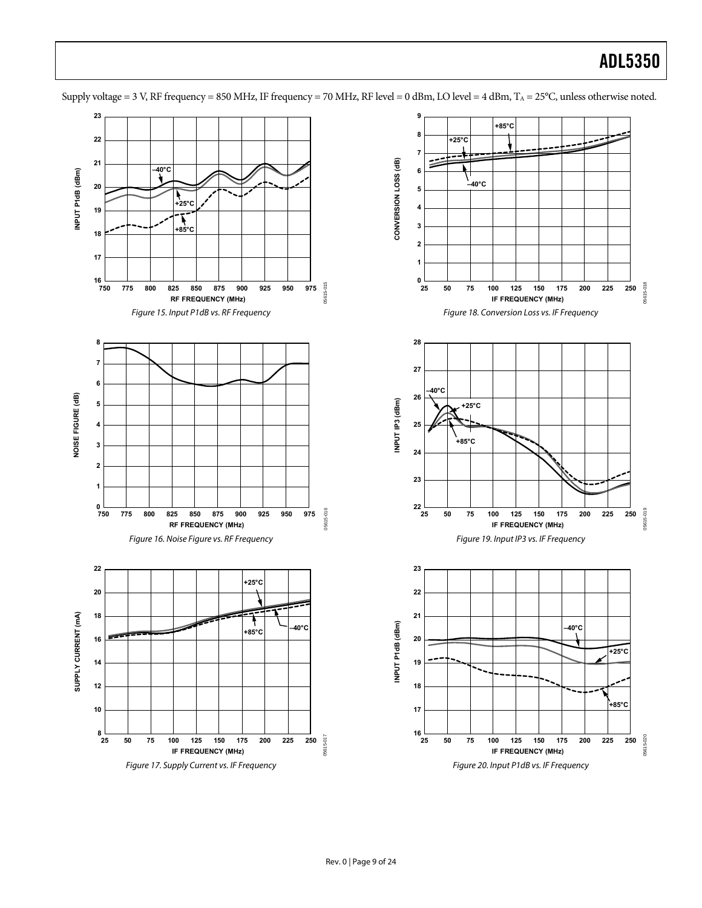Supply voltage = 3 V, RF frequency = 850 MHz, IF frequency = 70 MHz, RF level = 0 dBm, LO level = 4 dBm, $T_A$ = 25°C, unless otherwise noted.

*Figure 15. Input P1dB vs. RF Frequency*

*Figure 16. Noise Figure vs. RF Frequency*

*Figure 17. Supply Current vs. IF Frequency*

*Figure 18. Conversion Loss vs. IF Frequency*

*Figure 19. Input IP3 vs. IF Frequency*

*Figure 20. Input P1dB vs. IF Frequency*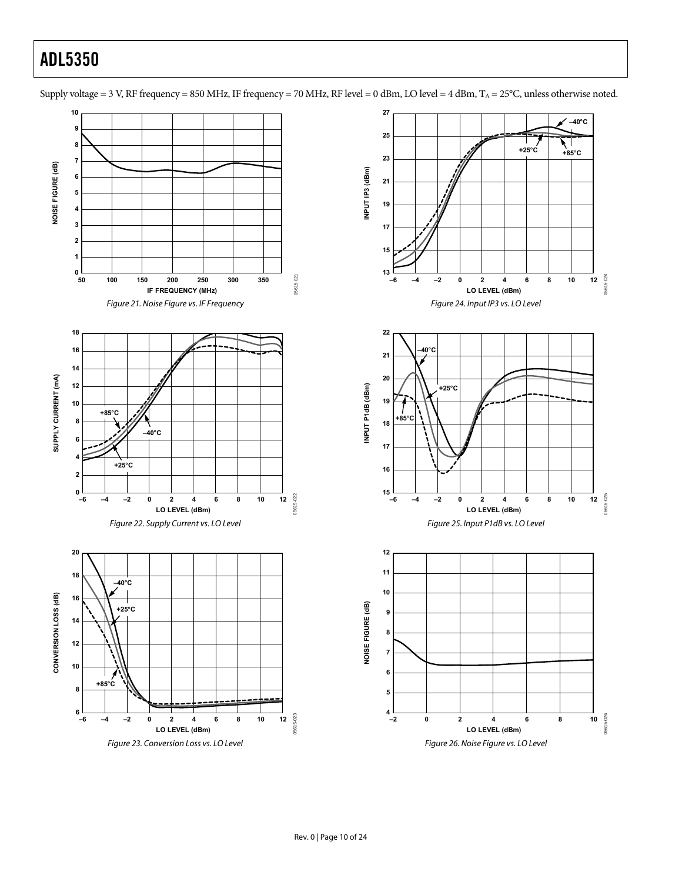Supply voltage = 3 V, RF frequency = 850 MHz, IF frequency = 70 MHz, RF level = 0 dBm, LO level = 4 dBm, $T_A$ = 25°C, unless otherwise noted.

*Figure 21. Noise Figure vs. IF Frequency*

*Figure 22. Supply Current vs. LO Level*

*Figure 23. Conversion Loss vs. LO Level*

*Figure 24. Input IP3 vs. LO Level*

*Figure 25. Input P1dB vs. LO Level*

*Figure 26. Noise Figure vs. LO Level*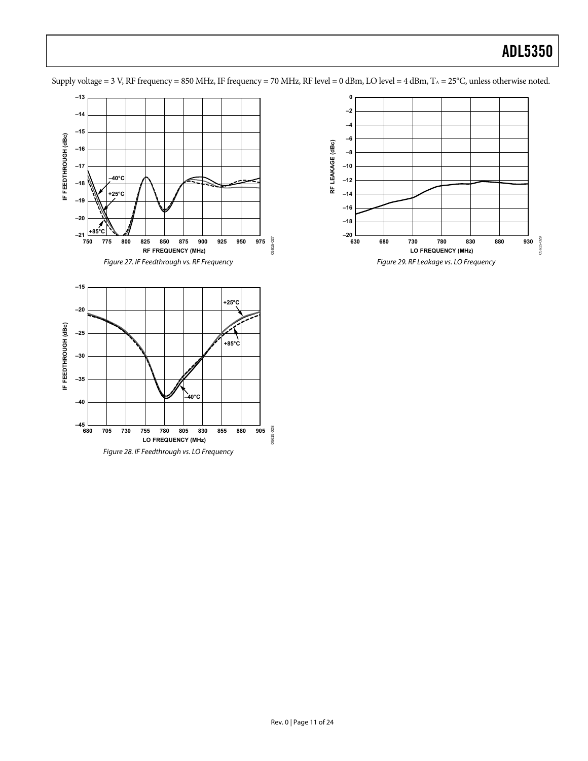Supply voltage = 3 V, RF frequency = 850 MHz, IF frequency = 70 MHz, RF level = 0 dBm, LO level = 4 dBm, $T_A$ = 25°C, unless otherwise noted.

*Figure 27. IF Feedthrough vs. RF Frequency*

*Figure 28. IF Feedthrough vs. LO Frequency*

*Figure 29. RF Leakage vs. LO Frequency*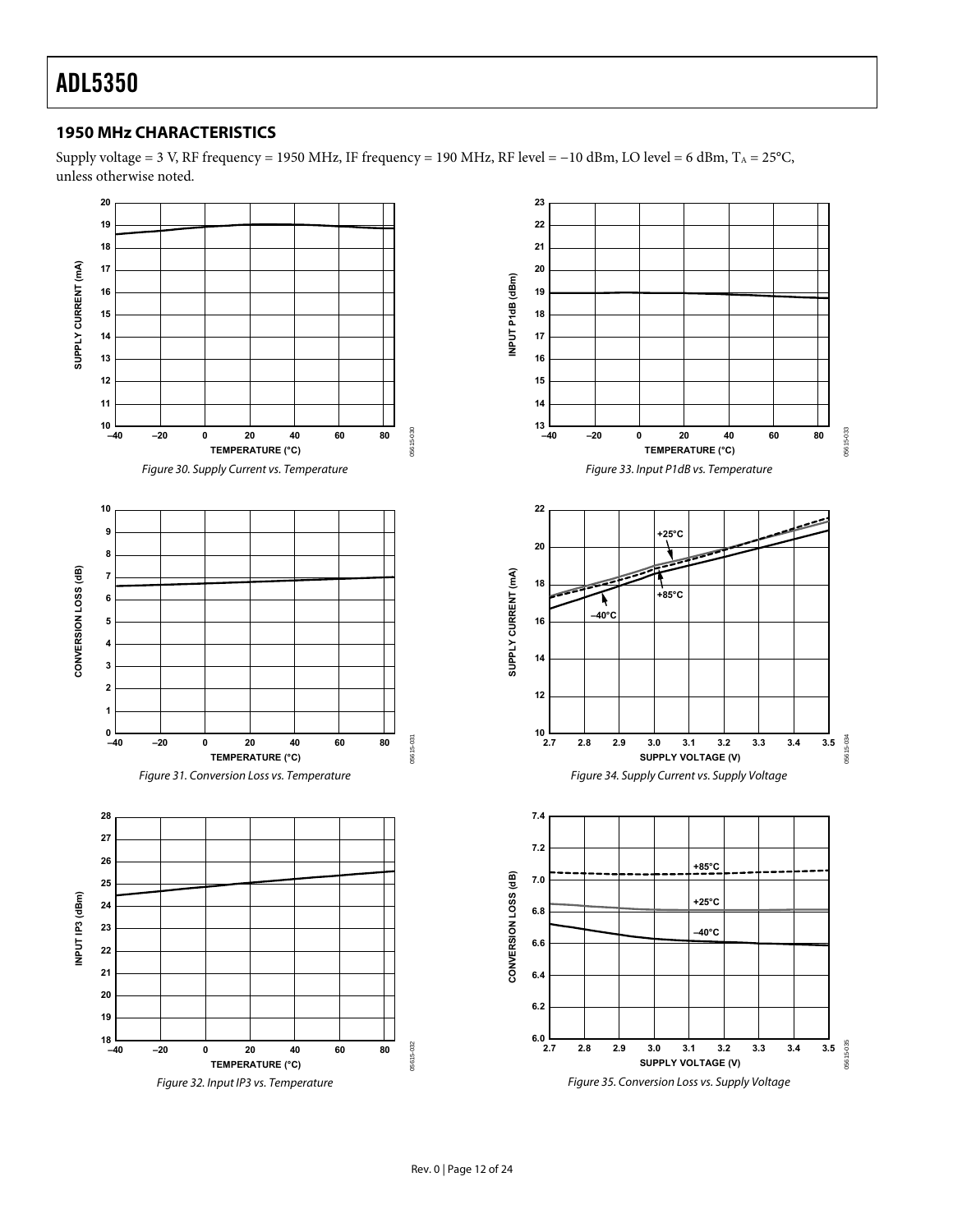## 1950 MHz CHARACTERISTICS

Supply voltage = 3 V, RF frequency = 1950 MHz, IF frequency = 190 MHz, RF level = −10 dBm, LO level = 6 dBm, $T_A$ = 25°C, unless otherwise noted.

*Figure 30. Supply Current vs. Temperature*

*Figure 31. Conversion Loss vs. Temperature*

*Figure 32. Input IP3 vs. Temperature*

*Figure 33. Input P1dB vs. Temperature*

*Figure 34. Supply Current vs. Supply Voltage*

*Figure 35. Conversion Loss vs. Supply Voltage*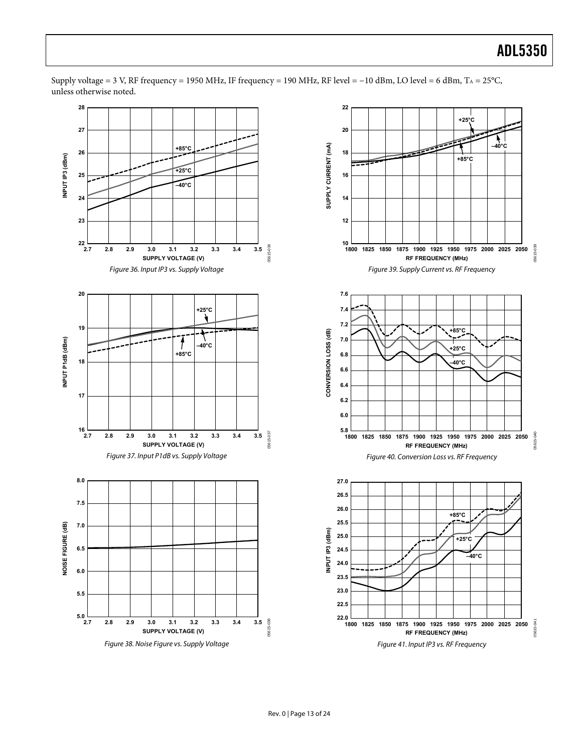Supply voltage = 3 V, RF frequency = 1950 MHz, IF frequency = 190 MHz, RF level = −10 dBm, LO level = 6 dBm, $T_A$ = 25°C, unless otherwise noted.

Figure 36. Input IP3 vs. Supply Voltage

Figure 37. Input P1dB vs. Supply Voltage

Figure 38. Noise Figure vs. Supply Voltage

Figure 39. Supply Current vs. RF Frequency

Figure 40. Conversion Loss vs. RF Frequency

Figure 41. Input IP3 vs. RF Frequency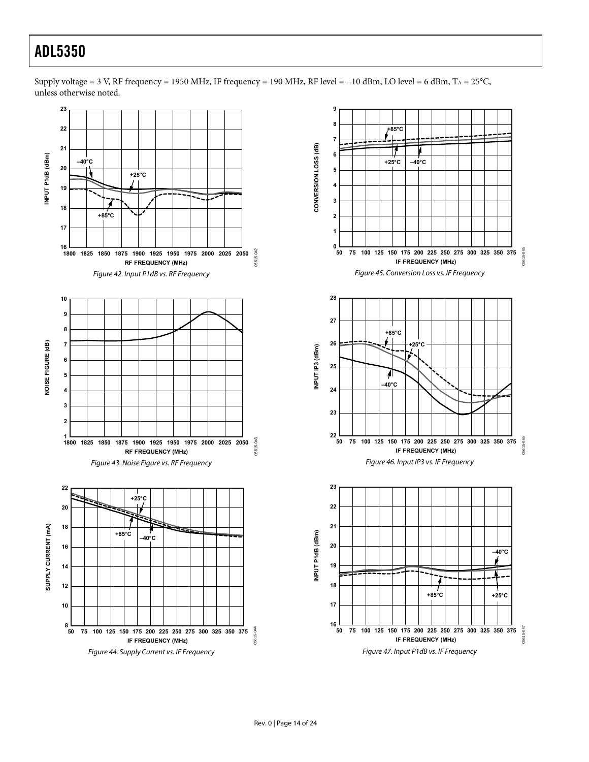Supply voltage = 3 V, RF frequency = 1950 MHz, IF frequency = 190 MHz, RF level = −10 dBm, LO level = 6 dBm, $T_A$ = 25°C, unless otherwise noted.

*Figure 42. Input P1dB vs. RF Frequency*

*Figure 43. Noise Figure vs. RF Frequency*

*Figure 44. Supply Current vs. IF Frequency*

*Figure 45. Conversion Loss vs. IF Frequency*

*Figure 46. Input IP3 vs. IF Frequency*

*Figure 47. Input P1dB vs. IF Frequency*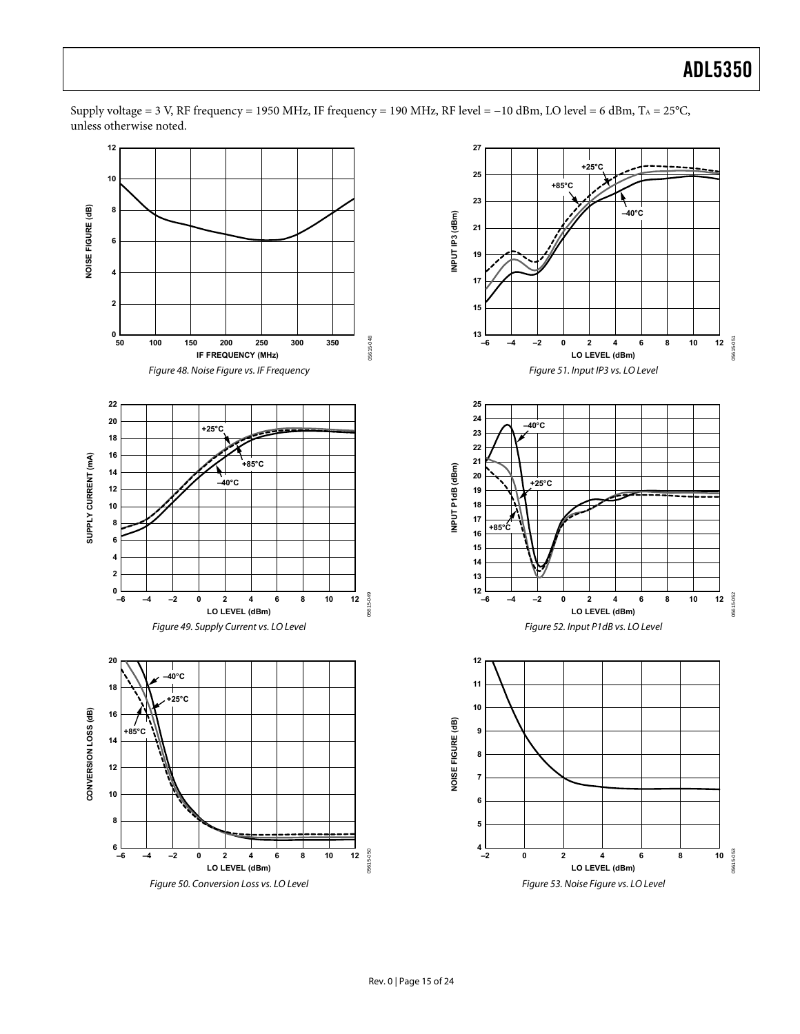Supply voltage = 3 V, RF frequency = 1950 MHz, IF frequency = 190 MHz, RF level = −10 dBm, LO level = 6 dBm, $T_A$ = 25°C, unless otherwise noted.

*Figure 48. Noise Figure vs. IF Frequency*

*Figure 49. Supply Current vs. LO Level*

*Figure 50. Conversion Loss vs. LO Level*

*Figure 51. Input IP3 vs. LO Level*

*Figure 52. Input P1dB vs. LO Level*

*Figure 53. Noise Figure vs. LO Level*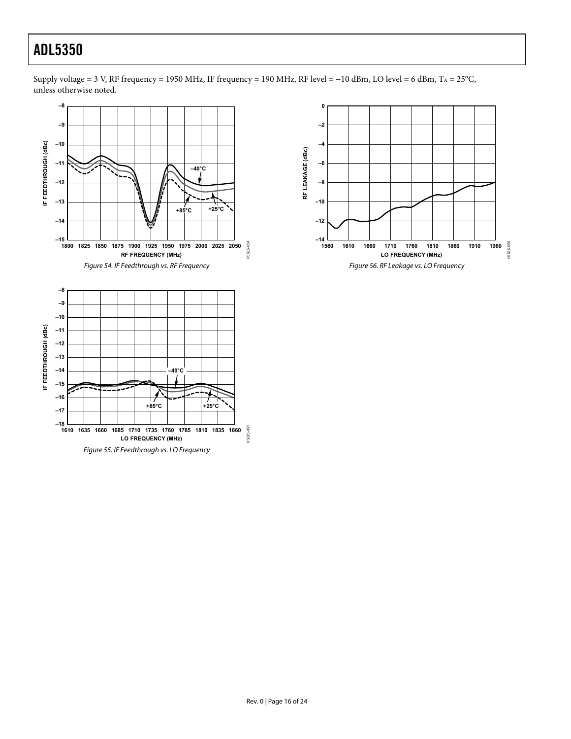Supply voltage = 3 V, RF frequency = 1950 MHz, IF frequency = 190 MHz, RF level = −10 dBm, LO level = 6 dBm, $T_A$ = 25°C, unless otherwise noted.

*Figure 54. IF Feedthrough vs. RF Frequency*

*Figure 55. IF Feedthrough vs. LO Frequency*

*Figure 56. RF Leakage vs. LO Frequency*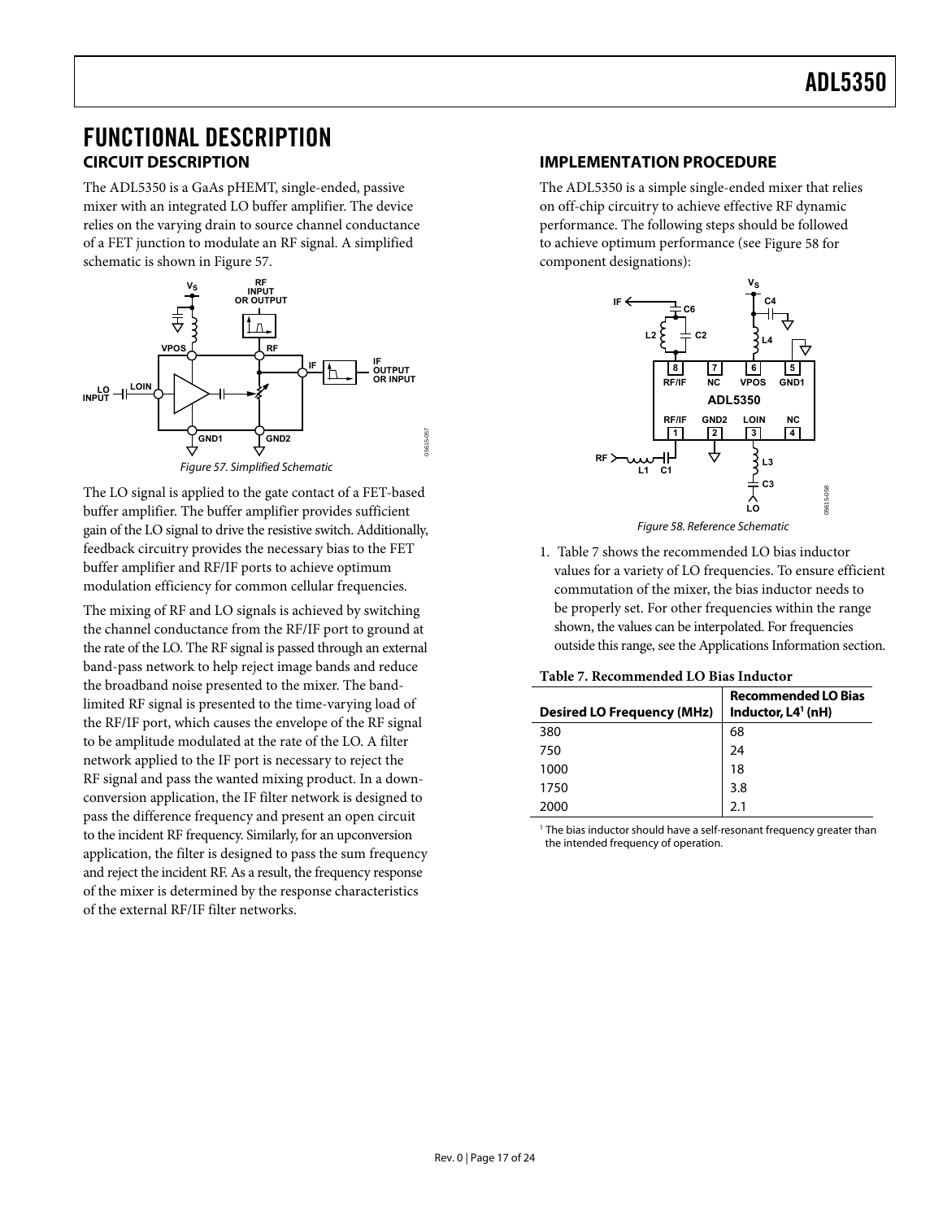# FUNCTIONAL DESCRIPTION

## CIRCUIT DESCRIPTION

The ADL5350 is a GaAs pHEMT, single-ended, passive mixer with an integrated LO buffer amplifier. The device relies on the varying drain to source channel conductance of a FET junction to modulate an RF signal. A simplified schematic is shown in Figure 57.

*Figure 57. Simplified Schematic*

The LO signal is applied to the gate contact of a FET-based buffer amplifier. The buffer amplifier provides sufficient gain of the LO signal to drive the resistive switch. Additionally, feedback circuitry provides the necessary bias to the FET buffer amplifier and RF/IF ports to achieve optimum modulation efficiency for common cellular frequencies.

The mixing of RF and LO signals is achieved by switching the channel conductance from the RF/IF port to ground at the rate of the LO. The RF signal is passed through an external band-pass network to help reject image bands and reduce the broadband noise presented to the mixer. The band-limited RF signal is presented to the time-varying load of the RF/IF port, which causes the envelope of the RF signal to be amplitude modulated at the rate of the LO. A filter network applied to the IF port is necessary to reject the RF signal and pass the wanted mixing product. In a down-conversion application, the IF filter network is designed to pass the difference frequency and present an open circuit to the incident RF frequency. Similarly, for an upconversion application, the filter is designed to pass the sum frequency and reject the incident RF. As a result, the frequency response of the mixer is determined by the response characteristics of the external RF/IF filter networks.

## IMPLEMENTATION PROCEDURE

The ADL5350 is a simple single-ended mixer that relies on off-chip circuitry to achieve effective RF dynamic performance. The following steps should be followed to achieve optimum performance (see Figure 58 for component designations):

*Figure 58. Reference Schematic*

1. Table 7 shows the recommended LO bias inductor values for a variety of LO frequencies. To ensure efficient commutation of the mixer, the bias inductor needs to be properly set. For other frequencies within the range shown, the values can be interpolated. For frequencies outside this range, see the Applications Information section.

**Table 7. Recommended LO Bias Inductor**

| Desired LO Frequency (MHz) | Recommended LO Bias Inductor, L4[1] (nH) |
|---|---|
| 380 | 68 |
| 750 | 24 |
| 1000 | 18 |
| 1750 | 3.8 |
| 2000 | 2.1 |

[1] The bias inductor should have a self-resonant frequency greater than the intended frequency of operation.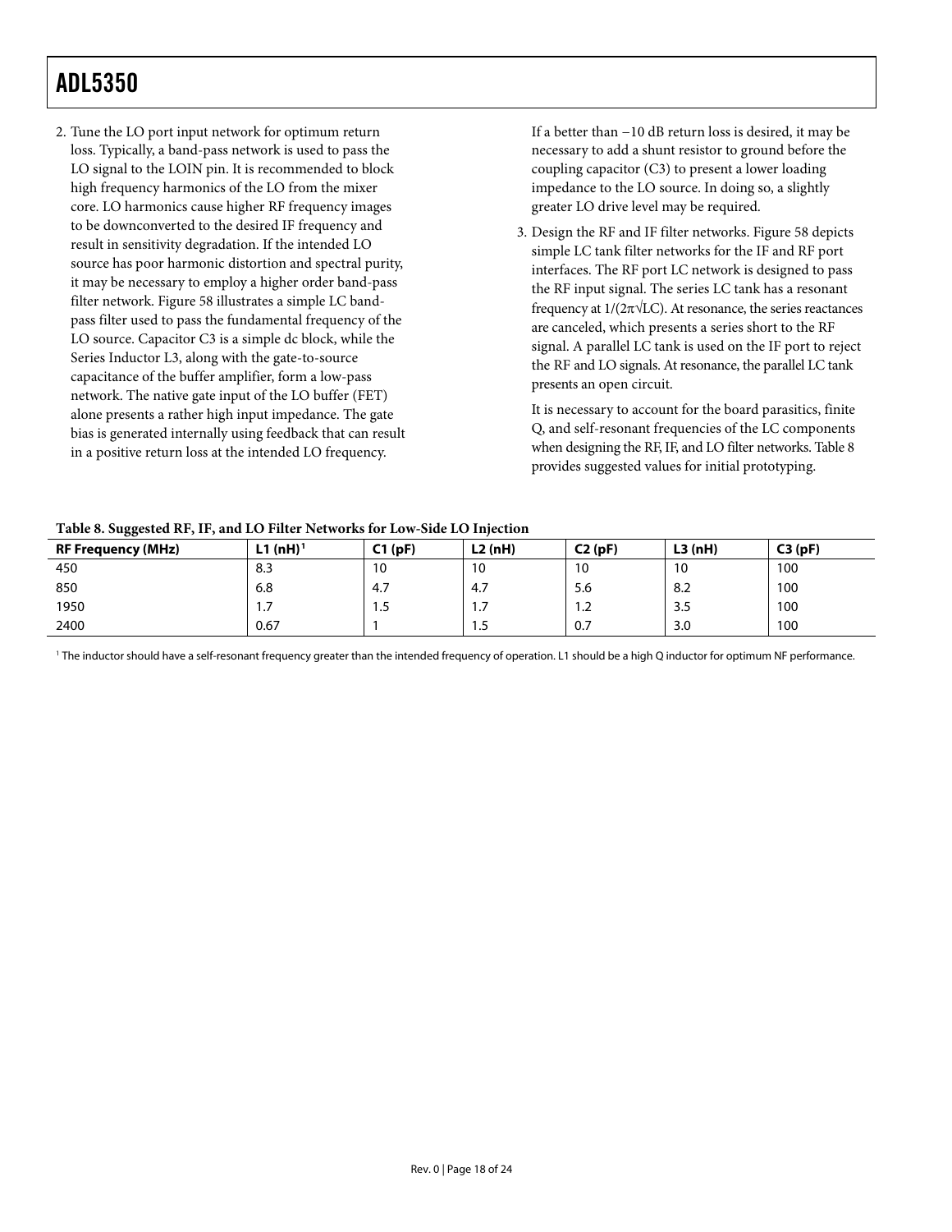2. Tune the LO port input network for optimum return loss. Typically, a band-pass network is used to pass the LO signal to the LOIN pin. It is recommended to block high frequency harmonics of the LO from the mixer core. LO harmonics cause higher RF frequency images to be downconverted to the desired IF frequency and result in sensitivity degradation. If the intended LO source has poor harmonic distortion and spectral purity, it may be necessary to employ a higher order band-pass filter network. Figure 58 illustrates a simple LC band-pass filter used to pass the fundamental frequency of the LO source. Capacitor C3 is a simple dc block, while the Series Inductor L3, along with the gate-to-source capacitance of the buffer amplifier, form a low-pass network. The native gate input of the LO buffer (FET) alone presents a rather high input impedance. The gate bias is generated internally using feedback that can result in a positive return loss at the intended LO frequency.

   If a better than −10 dB return loss is desired, it may be necessary to add a shunt resistor to ground before the coupling capacitor (C3) to present a lower loading impedance to the LO source. In doing so, a slightly greater LO drive level may be required.

3. Design the RF and IF filter networks. Figure 58 depicts simple LC tank filter networks for the IF and RF port interfaces. The RF port LC network is designed to pass the RF input signal. The series LC tank has a resonant frequency at $1/(2\pi\sqrt{LC})$. At resonance, the series reactances are canceled, which presents a series short to the RF signal. A parallel LC tank is used on the IF port to reject the RF and LO signals. At resonance, the parallel LC tank presents an open circuit.

   It is necessary to account for the board parasitics, finite Q, and self-resonant frequencies of the LC components when designing the RF, IF, and LO filter networks. Table 8 provides suggested values for initial prototyping.

**Table 8. Suggested RF, IF, and LO Filter Networks for Low-Side LO Injection**

| RF Frequency (MHz) | L1 (nH)[1] | C1 (pF) | L2 (nH) | C2 (pF) | L3 (nH) | C3 (pF) |
|---|---|---|---|---|---|---|
| 450 | 8.3 | 10 | 10 | 10 | 10 | 100 |
| 850 | 6.8 | 4.7 | 4.7 | 5.6 | 8.2 | 100 |
| 1950 | 1.7 | 1.5 | 1.7 | 1.2 | 3.5 | 100 |
| 2400 | 0.67 | 1 | 1.5 | 0.7 | 3.0 | 100 |

[1] The inductor should have a self-resonant frequency greater than the intended frequency of operation. L1 should be a high Q inductor for optimum NF performance.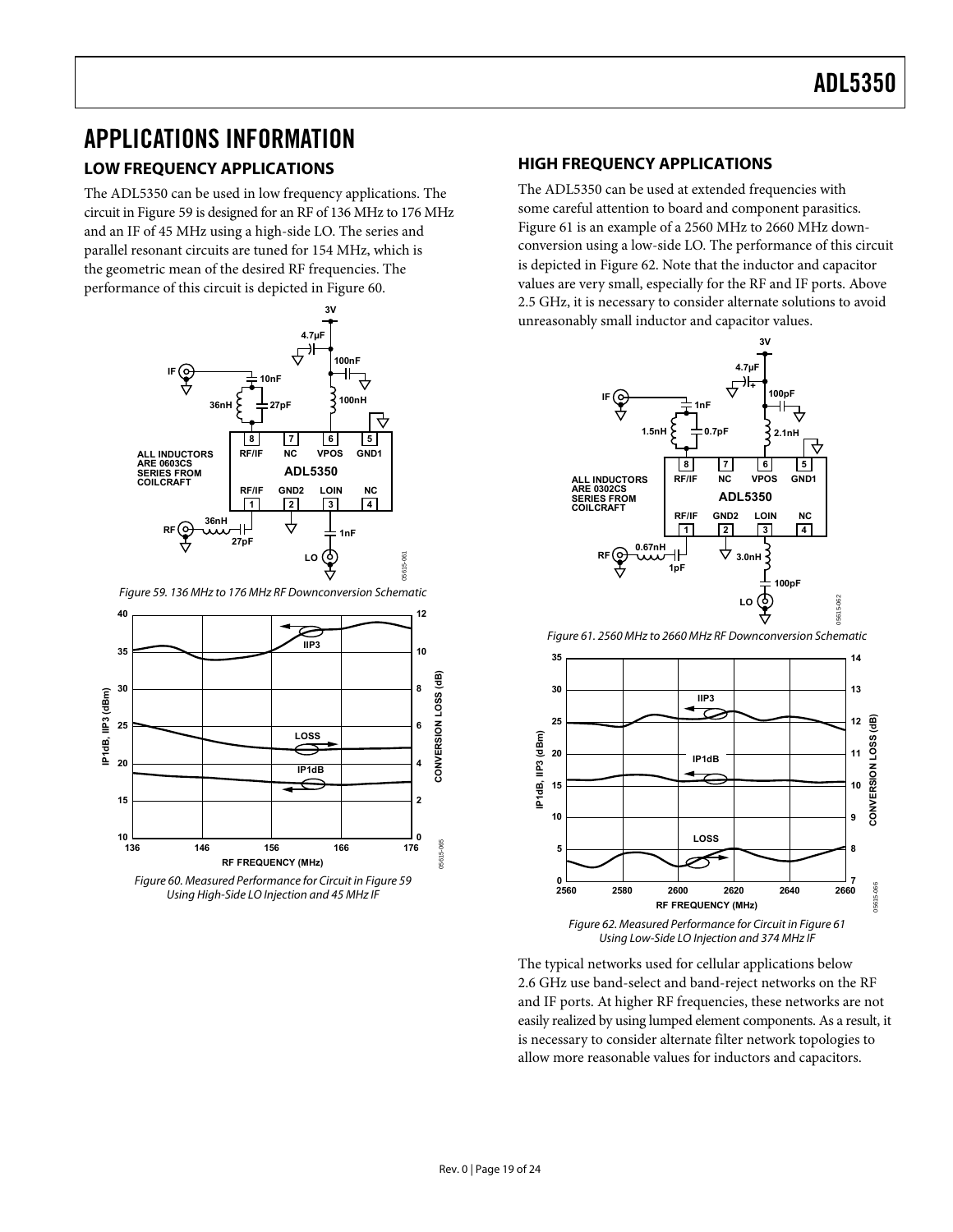# APPLICATIONS INFORMATION

## LOW FREQUENCY APPLICATIONS

The ADL5350 can be used in low frequency applications. The circuit in Figure 59 is designed for an RF of 136 MHz to 176 MHz and an IF of 45 MHz using a high-side LO. The series and parallel resonant circuits are tuned for 154 MHz, which is the geometric mean of the desired RF frequencies. The performance of this circuit is depicted in Figure 60.

*Figure 59. 136 MHz to 176 MHz RF Downconversion Schematic*

*Figure 60. Measured Performance for Circuit in Figure 59 Using High-Side LO Injection and 45 MHz IF*

## HIGH FREQUENCY APPLICATIONS

The ADL5350 can be used at extended frequencies with some careful attention to board and component parasitics. Figure 61 is an example of a 2560 MHz to 2660 MHz downconversion using a low-side LO. The performance of this circuit is depicted in Figure 62. Note that the inductor and capacitor values are very small, especially for the RF and IF ports. Above 2.5 GHz, it is necessary to consider alternate solutions to avoid unreasonably small inductor and capacitor values.

*Figure 61. 2560 MHz to 2660 MHz RF Downconversion Schematic*

*Figure 62. Measured Performance for Circuit in Figure 61 Using Low-Side LO Injection and 374 MHz IF*

The typical networks used for cellular applications below 2.6 GHz use band-select and band-reject networks on the RF and IF ports. At higher RF frequencies, these networks are not easily realized by using lumped element components. As a result, it is necessary to consider alternate filter network topologies to allow more reasonable values for inductors and capacitors.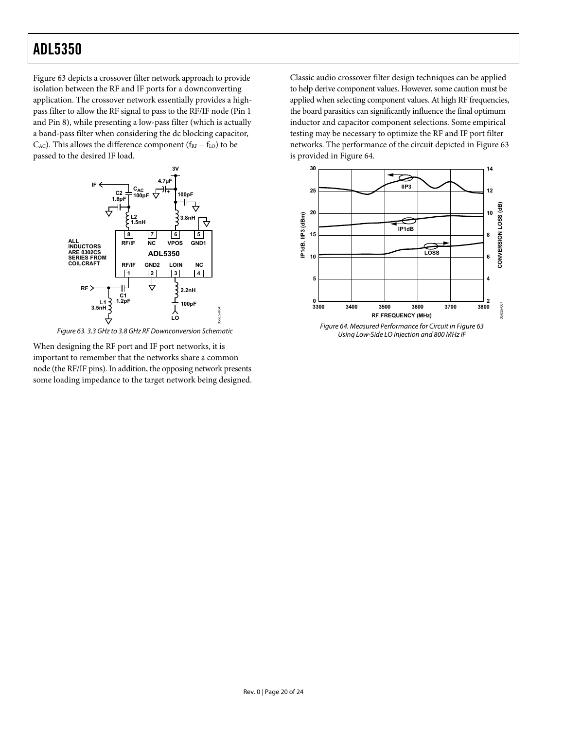Figure 63 depicts a crossover filter network approach to provide isolation between the RF and IF ports for a downconverting application. The crossover network essentially provides a high-pass filter to allow the RF signal to pass to the RF/IF node (Pin 1 and Pin 8), while presenting a low-pass filter (which is actually a band-pass filter when considering the dc blocking capacitor, $C_{AC}$). This allows the difference component ($f_{RF} - f_{LO}$) to be passed to the desired IF load.

*Figure 63. 3.3 GHz to 3.8 GHz RF Downconversion Schematic*

When designing the RF port and IF port networks, it is important to remember that the networks share a common node (the RF/IF pins). In addition, the opposing network presents some loading impedance to the target network being designed.

Classic audio crossover filter design techniques can be applied to help derive component values. However, some caution must be applied when selecting component values. At high RF frequencies, the board parasitics can significantly influence the final optimum inductor and capacitor component selections. Some empirical testing may be necessary to optimize the RF and IF port filter networks. The performance of the circuit depicted in Figure 63 is provided in Figure 64.

*Figure 64. Measured Performance for Circuit in Figure 63 Using Low-Side LO Injection and 800 MHz IF*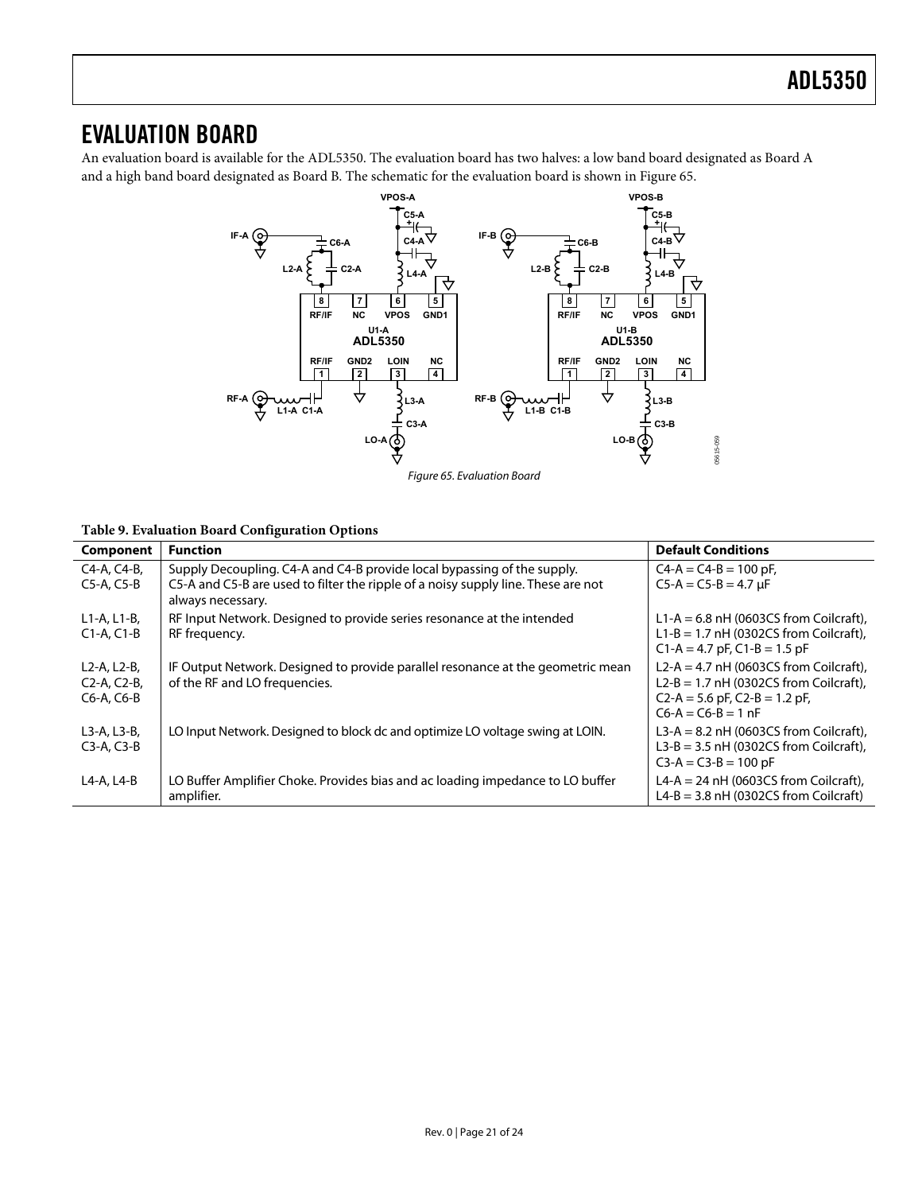# EVALUATION BOARD

An evaluation board is available for the ADL5350. The evaluation board has two halves: a low band board designated as Board A and a high band board designated as Board B. The schematic for the evaluation board is shown in Figure 65.

*Figure 65. Evaluation Board*

**Table 9. Evaluation Board Configuration Options**

| Component | Function | Default Conditions |
|---|---|---|
| C4-A, C4-B, C5-A, C5-B | Supply Decoupling. C4-A and C4-B provide local bypassing of the supply. C5-A and C5-B are used to filter the ripple of a noisy supply line. These are not always necessary. | C4-A = C4-B = 100 pF, C5-A = C5-B = 4.7 μF |
| L1-A, L1-B, C1-A, C1-B | RF Input Network. Designed to provide series resonance at the intended RF frequency. | L1-A = 6.8 nH (0603CS from Coilcraft), L1-B = 1.7 nH (0302CS from Coilcraft), C1-A = 4.7 pF, C1-B = 1.5 pF |
| L2-A, L2-B, C2-A, C2-B, C6-A, C6-B | IF Output Network. Designed to provide parallel resonance at the geometric mean of the RF and LO frequencies. | L2-A = 4.7 nH (0603CS from Coilcraft), L2-B = 1.7 nH (0302CS from Coilcraft), C2-A = 5.6 pF, C2-B = 1.2 pF, C6-A = C6-B = 1 nF |
| L3-A, L3-B, C3-A, C3-B | LO Input Network. Designed to block dc and optimize LO voltage swing at LOIN. | L3-A = 8.2 nH (0603CS from Coilcraft), L3-B = 3.5 nH (0302CS from Coilcraft), C3-A = C3-B = 100 pF |
| L4-A, L4-B | LO Buffer Amplifier Choke. Provides bias and ac loading impedance to LO buffer amplifier. | L4-A = 24 nH (0603CS from Coilcraft), L4-B = 3.8 nH (0302CS from Coilcraft) |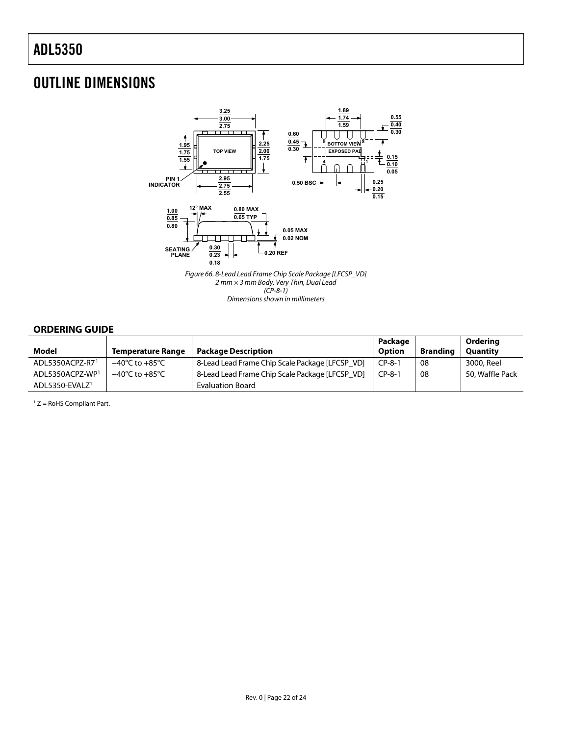## OUTLINE DIMENSIONS

Figure 66. 8-Lead Lead Frame Chip Scale Package [LFCSP_VD]
2 mm × 3 mm Body, Very Thin, Dual Lead
(CP-8-1)
Dimensions shown in millimeters

### ORDERING GUIDE

| Model | Temperature Range | Package Description | Package Option | Branding | Ordering Quantity |
|---|---|---|---|---|---|
| ADL5350ACPZ-R7[1] | −40°C to +85°C | 8-Lead Lead Frame Chip Scale Package [LFCSP_VD] | CP-8-1 | 08 | 3000, Reel |
| ADL5350ACPZ-WP[1] | −40°C to +85°C | 8-Lead Lead Frame Chip Scale Package [LFCSP_VD] | CP-8-1 | 08 | 50, Waffle Pack |
| ADL5350-EVALZ[1] | | Evaluation Board | | | |

[1] Z = RoHS Compliant Part.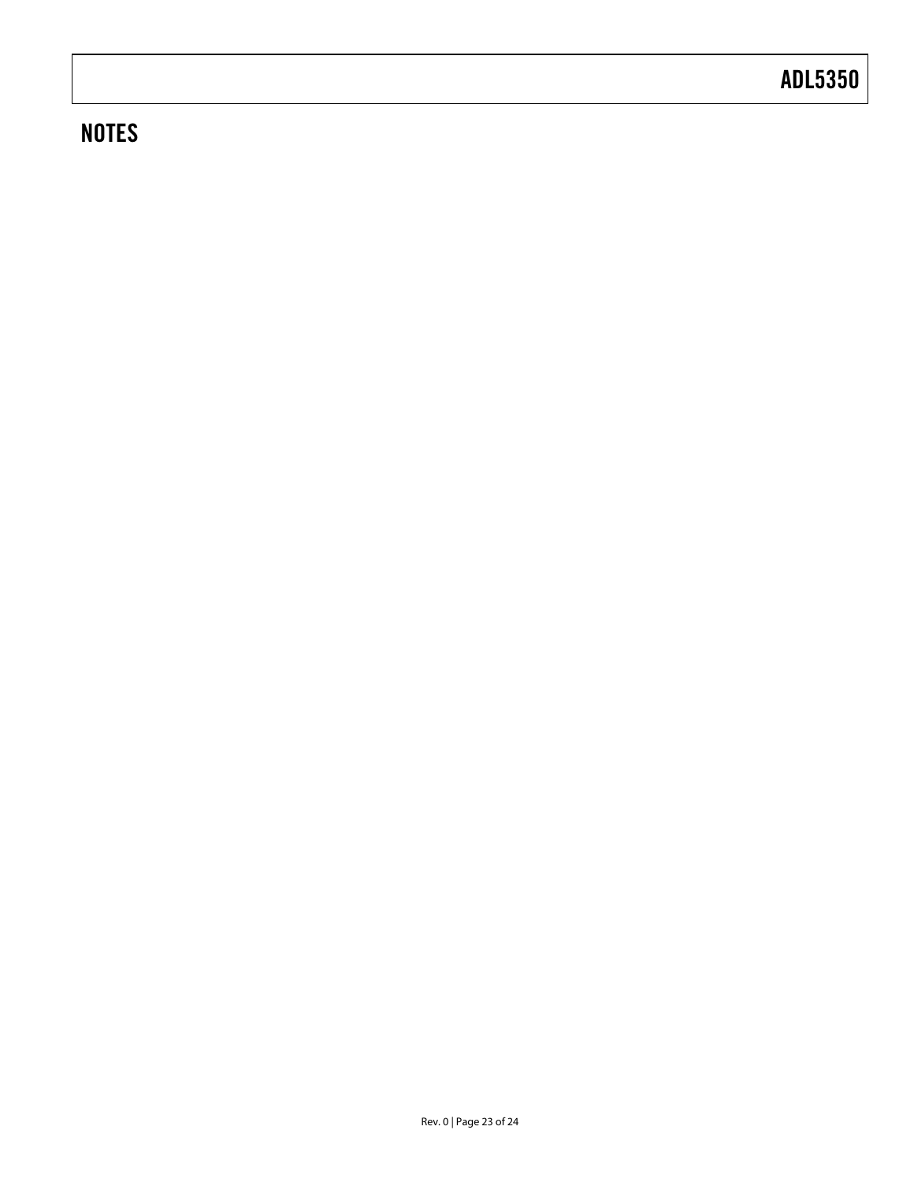## NOTES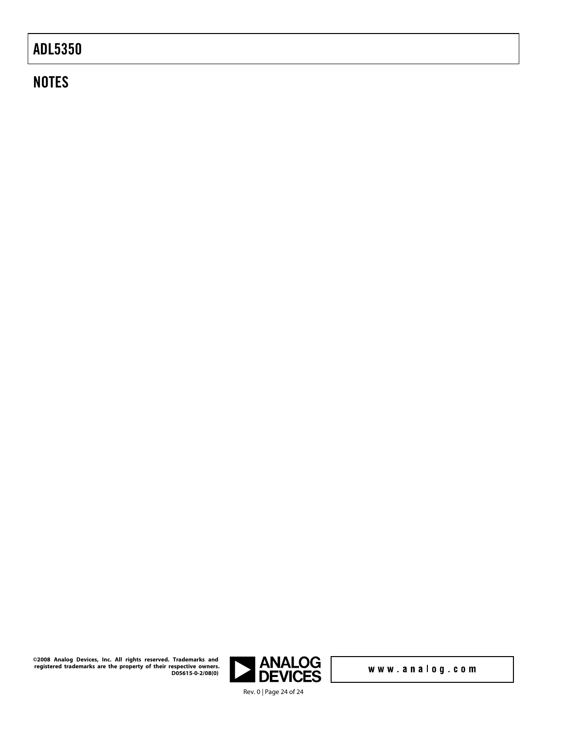## NOTES

©2008 Analog Devices, Inc. All rights reserved. Trademarks and registered trademarks are the property of their respective owners.
D05615-0-2/08(0)

www.analog.com